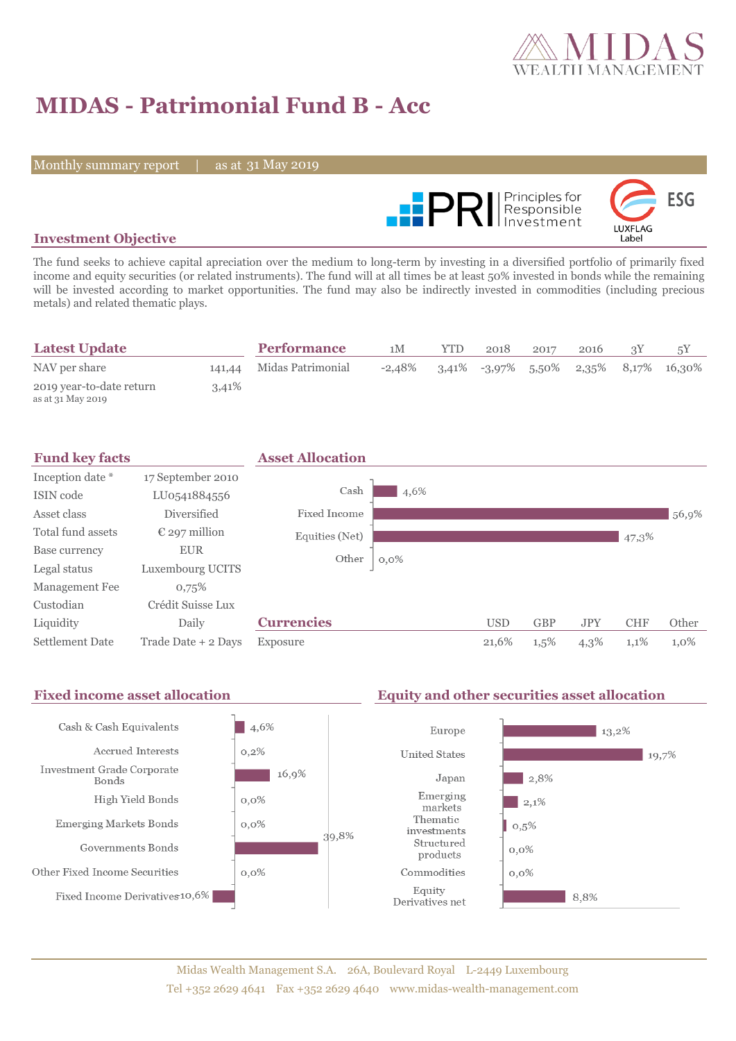# MIDAS - Patrimonial Fund B - Acc

Monthly summary report | as at 31 May 2019

## Investment Objective

The fund seeks to achieve capital apreciation over the medium to long-term by investing in a diversified portfolio of primarily fixed income and equity securities (or related instruments). The fund will at all times be at least 50% invested in bonds while the remaining will be invested according to market opportunities. The fund may also be indirectly invested in commodities (including precious metals) and related thematic plays.

## Latest Update

| | |
|---|---|
| NAV per share | 141,44 |
| 2019 year-to-date return<br>as at 31 May 2019 | 3,41% |

## Performance

| | 1M | YTD | 2018 | 2017 | 2016 | 3Y | 5Y |
|---|---|---|---|---|---|---|---|
| Midas Patrimonial | -2,48% | 3,41% | -3,97% | 5,50% | 2,35% | 8,17% | 16,30% |

## Fund key facts

| | |
|---|---|
| Inception date * | 17 September 2010 |
| ISIN code | LU0541884556 |
| Asset class | Diversified |
| Total fund assets | € 297 million |
| Base currency | EUR |
| Legal status | Luxembourg UCITS |
| Management Fee | 0,75% |
| Custodian | Crédit Suisse Lux |
| Liquidity | Daily |
| Settlement Date | Trade Date + 2 Days |

## Asset Allocation

| | |
|---|---|
| Cash | 4,6% |
| Fixed Income | 56,9% |
| Equities (Net) | 47,3% |
| Other | 0,0% |

## Currencies

| | USD | GBP | JPY | CHF | Other |
|---|---|---|---|---|---|
| Exposure | 21,6% | 1,5% | 4,3% | 1,1% | 1,0% |

## Fixed income asset allocation

| | |
|---|---|
| Cash & Cash Equivalents | 4,6% |
| Accrued Interests | 0,2% |
| Investment Grade Corporate Bonds | 16,9% |
| High Yield Bonds | 0,0% |
| Emerging Markets Bonds | 0,0% |
| Governments Bonds | 39,8% |
| Other Fixed Income Securities | 0,0% |
| Fixed Income Derivatives | -10,6% |

## Equity and other securities asset allocation

| | |
|---|---|
| Europe | 13,2% |
| United States | 19,7% |
| Japan | 2,8% |
| Emerging markets | 2,1% |
| Thematic investments | 0,5% |
| Structured products | 0,0% |
| Commodities | 0,0% |
| Equity Derivatives net | 8,8% |

Midas Wealth Management S.A. 26A, Boulevard Royal L-2449 Luxembourg
Tel +352 2629 4641 Fax +352 2629 4640 www.midas-wealth-management.com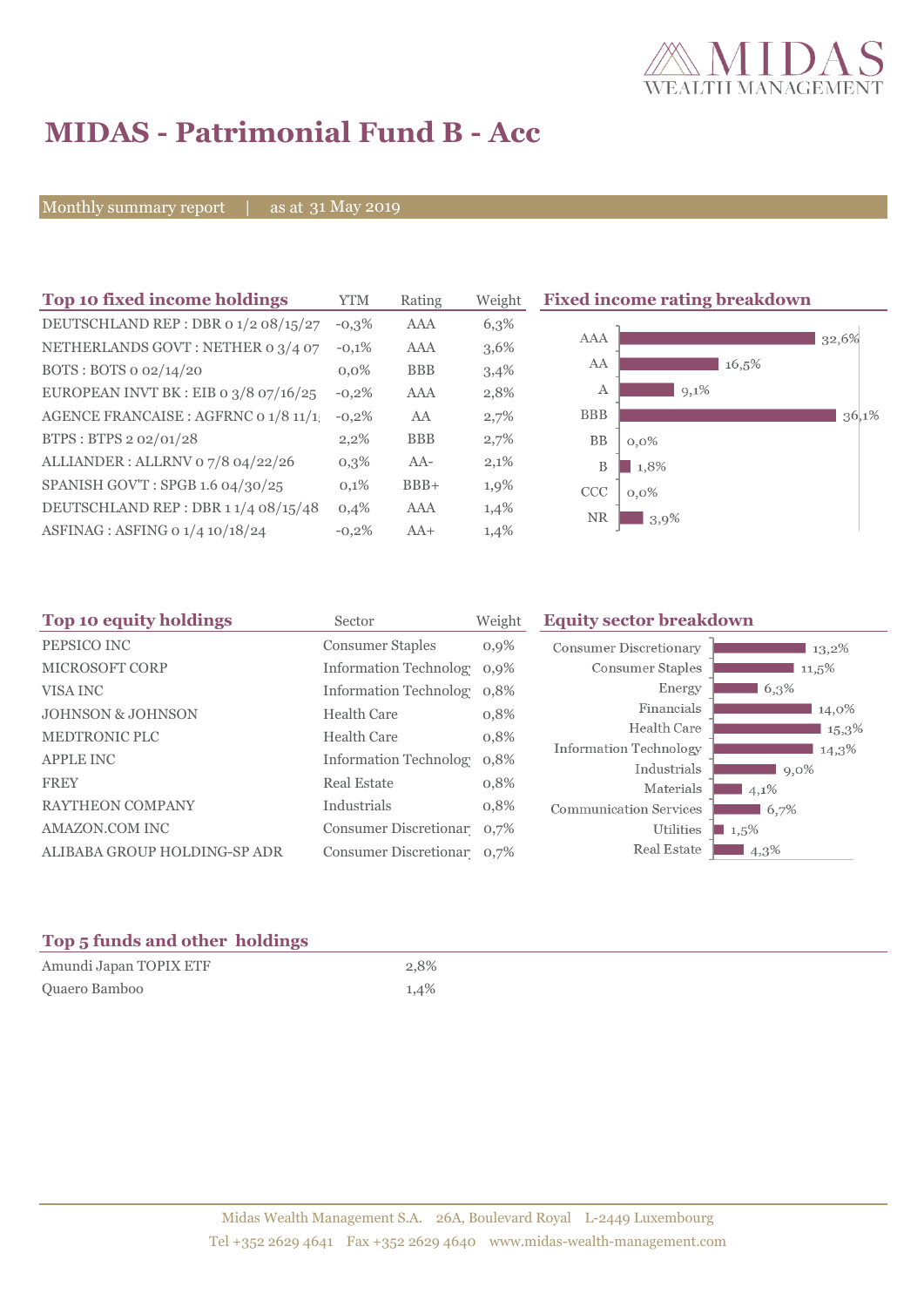# MIDAS - Patrimonial Fund B - Acc

Monthly summary report | as at 31 May 2019

## Top 10 fixed income holdings

| Top 10 fixed income holdings | YTM | Rating | Weight |
|---|---|---|---|
| DEUTSCHLAND REP : DBR 0 1/2 08/15/27 | -0,3% | AAA | 6,3% |
| NETHERLANDS GOVT : NETHER 0 3/4 07 | -0,1% | AAA | 3,6% |
| BOTS : BOTS 0 02/14/20 | 0,0% | BBB | 3,4% |
| EUROPEAN INVT BK : EIB 0 3/8 07/16/25 | -0,2% | AAA | 2,8% |
| AGENCE FRANCAISE : AGFRNC 0 1/8 11/1 | -0,2% | AA | 2,7% |
| BTPS : BTPS 2 02/01/28 | 2,2% | BBB | 2,7% |
| ALLIANDER : ALLRNV 0 7/8 04/22/26 | 0,3% | AA- | 2,1% |
| SPANISH GOV'T : SPGB 1.6 04/30/25 | 0,1% | BBB+ | 1,9% |
| DEUTSCHLAND REP : DBR 1 1/4 08/15/48 | 0,4% | AAA | 1,4% |
| ASFINAG : ASFING 0 1/4 10/18/24 | -0,2% | AA+ | 1,4% |

## Fixed income rating breakdown

| Rating | Weight |
|---|---|
| AAA | 32,6% |
| AA | 16,5% |
| A | 9,1% |
| BBB | 36,1% |
| BB | 0,0% |
| B | 1,8% |
| CCC | 0,0% |
| NR | 3,9% |

## Top 10 equity holdings

| Top 10 equity holdings | Sector | Weight |
|---|---|---|
| PEPSICO INC | Consumer Staples | 0,9% |
| MICROSOFT CORP | Information Technolog | 0,9% |
| VISA INC | Information Technolog | 0,8% |
| JOHNSON & JOHNSON | Health Care | 0,8% |
| MEDTRONIC PLC | Health Care | 0,8% |
| APPLE INC | Information Technolog | 0,8% |
| FREY | Real Estate | 0,8% |
| RAYTHEON COMPANY | Industrials | 0,8% |
| AMAZON.COM INC | Consumer Discretionar | 0,7% |
| ALIBABA GROUP HOLDING-SP ADR | Consumer Discretionar | 0,7% |

## Equity sector breakdown

| Sector | Weight |
|---|---|
| Consumer Discretionary | 13,2% |
| Consumer Staples | 11,5% |
| Energy | 6,3% |
| Financials | 14,0% |
| Health Care | 15,3% |
| Information Technology | 14,3% |
| Industrials | 9,0% |
| Materials | 4,1% |
| Communication Services | 6,7% |
| Utilities | 1,5% |
| Real Estate | 4,3% |

## Top 5 funds and other holdings

| Top 5 funds and other holdings | Weight |
|---|---|
| Amundi Japan TOPIX ETF | 2,8% |
| Quaero Bamboo | 1,4% |

Midas Wealth Management S.A. 26A, Boulevard Royal L-2449 Luxembourg
Tel +352 2629 4641 Fax +352 2629 4640 www.midas-wealth-management.com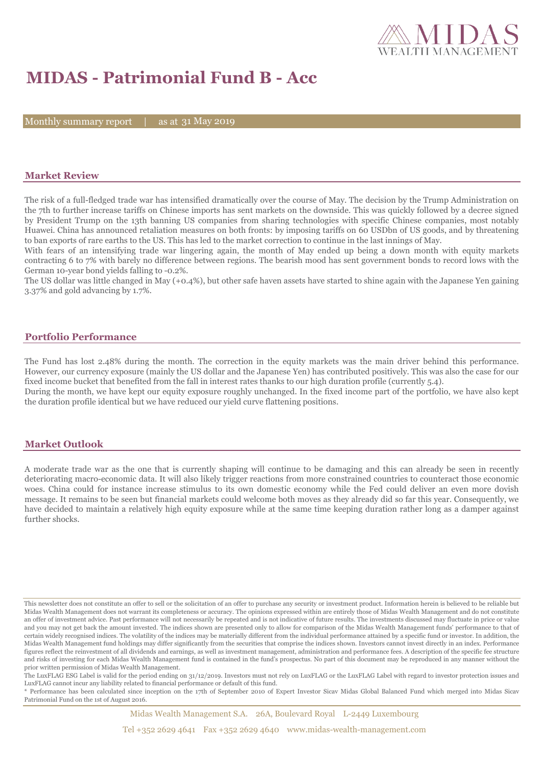# MIDAS - Patrimonial Fund B - Acc

Monthly summary report | as at 31 May 2019

## Market Review

The risk of a full-fledged trade war has intensified dramatically over the course of May. The decision by the Trump Administration on the 7th to further increase tariffs on Chinese imports has sent markets on the downside. This was quickly followed by a decree signed by President Trump on the 13th banning US companies from sharing technologies with specific Chinese companies, most notably Huawei. China has announced retaliation measures on both fronts: by imposing tariffs on 60 USDbn of US goods, and by threatening to ban exports of rare earths to the US. This has led to the market correction to continue in the last innings of May.

With fears of an intensifying trade war lingering again, the month of May ended up being a down month with equity markets contracting 6 to 7% with barely no difference between regions. The bearish mood has sent government bonds to record lows with the German 10-year bond yields falling to -0.2%.

The US dollar was little changed in May (+0.4%), but other safe haven assets have started to shine again with the Japanese Yen gaining 3.37% and gold advancing by 1.7%.

## Portfolio Performance

The Fund has lost 2.48% during the month. The correction in the equity markets was the main driver behind this performance. However, our currency exposure (mainly the US dollar and the Japanese Yen) has contributed positively. This was also the case for our fixed income bucket that benefited from the fall in interest rates thanks to our high duration profile (currently 5.4).

During the month, we have kept our equity exposure roughly unchanged. In the fixed income part of the portfolio, we have also kept the duration profile identical but we have reduced our yield curve flattening positions.

## Market Outlook

A moderate trade war as the one that is currently shaping will continue to be damaging and this can already be seen in recently deteriorating macro-economic data. It will also likely trigger reactions from more constrained countries to counteract those economic woes. China could for instance increase stimulus to its own domestic economy while the Fed could deliver an even more dovish message. It remains to be seen but financial markets could welcome both moves as they already did so far this year. Consequently, we have decided to maintain a relatively high equity exposure while at the same time keeping duration rather long as a damper against further shocks.

This newsletter does not constitute an offer to sell or the solicitation of an offer to purchase any security or investment product. Information herein is believed to be reliable but Midas Wealth Management does not warrant its completeness or accuracy. The opinions expressed within are entirely those of Midas Wealth Management and do not constitute an offer of investment advice. Past performance will not necessarily be repeated and is not indicative of future results. The investments discussed may fluctuate in price or value and you may not get back the amount invested. The indices shown are presented only to allow for comparison of the Midas Wealth Management funds' performance to that of certain widely recognised indices. The volatility of the indices may be materially different from the individual performance attained by a specific fund or investor. In addition, the Midas Wealth Management fund holdings may differ significantly from the securities that comprise the indices shown. Investors cannot invest directly in an index. Performance figures reflect the reinvestment of all dividends and earnings, as well as investment management, administration and performance fees. A description of the specific fee structure and risks of investing for each Midas Wealth Management fund is contained in the fund's prospectus. No part of this document may be reproduced in any manner without the prior written permission of Midas Wealth Management.

The LuxFLAG ESG Label is valid for the period ending on 31/12/2019. Investors must not rely on LuxFLAG or the LuxFLAG Label with regard to investor protection issues and LuxFLAG cannot incur any liability related to financial performance or default of this fund.

* Performance has been calculated since inception on the 17th of September 2010 of Expert Investor Sicav Midas Global Balanced Fund which merged into Midas Sicav Patrimonial Fund on the 1st of August 2016.

Midas Wealth Management S.A. 26A, Boulevard Royal L-2449 Luxembourg

Tel +352 2629 4641 Fax +352 2629 4640 www.midas-wealth-management.com